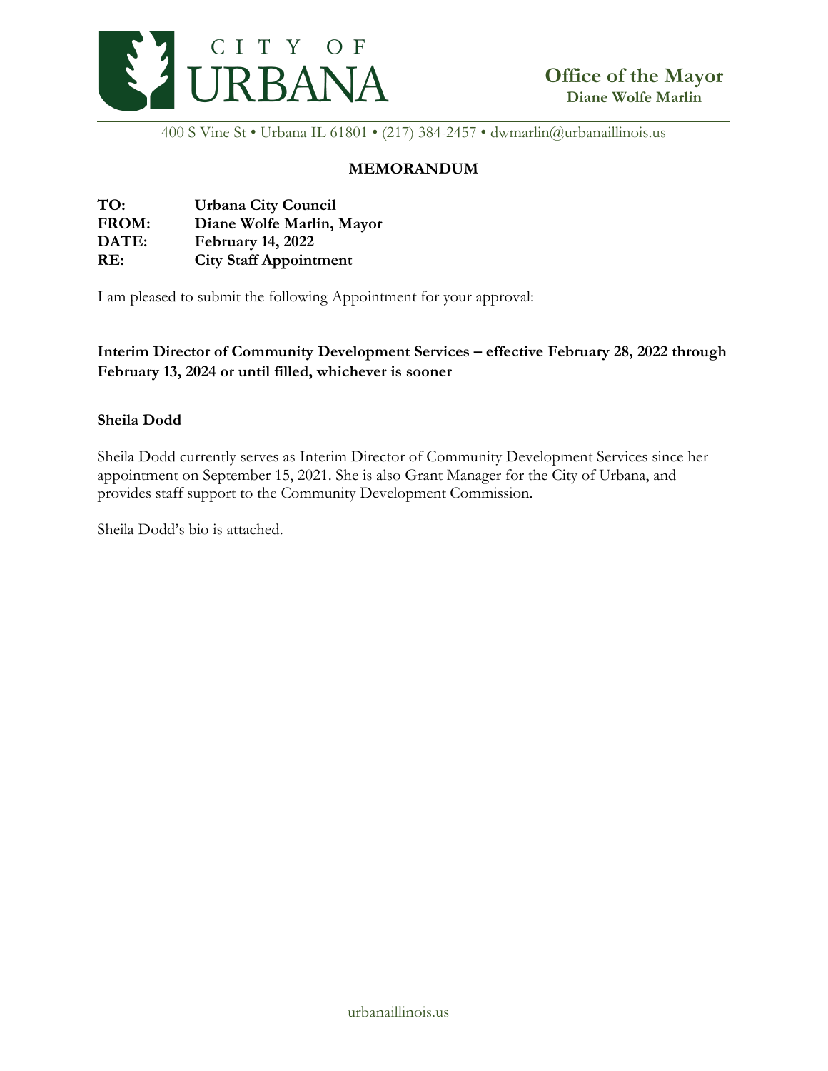CITY OF URBANA

**Office of the Mayor**
**Diane Wolfe Marlin**

400 S Vine St • Urbana IL 61801 • (217) 384-2457 • dwmarlin@urbanaillinois.us

## MEMORANDUM

**TO:** Urbana City Council
**FROM:** Diane Wolfe Marlin, Mayor
**DATE:** February 14, 2022
**RE:** City Staff Appointment

I am pleased to submit the following Appointment for your approval:

**Interim Director of Community Development Services – effective February 28, 2022 through February 13, 2024 or until filled, whichever is sooner**

**Sheila Dodd**

Sheila Dodd currently serves as Interim Director of Community Development Services since her appointment on September 15, 2021. She is also Grant Manager for the City of Urbana, and provides staff support to the Community Development Commission.

Sheila Dodd's bio is attached.

urbanaillinois.us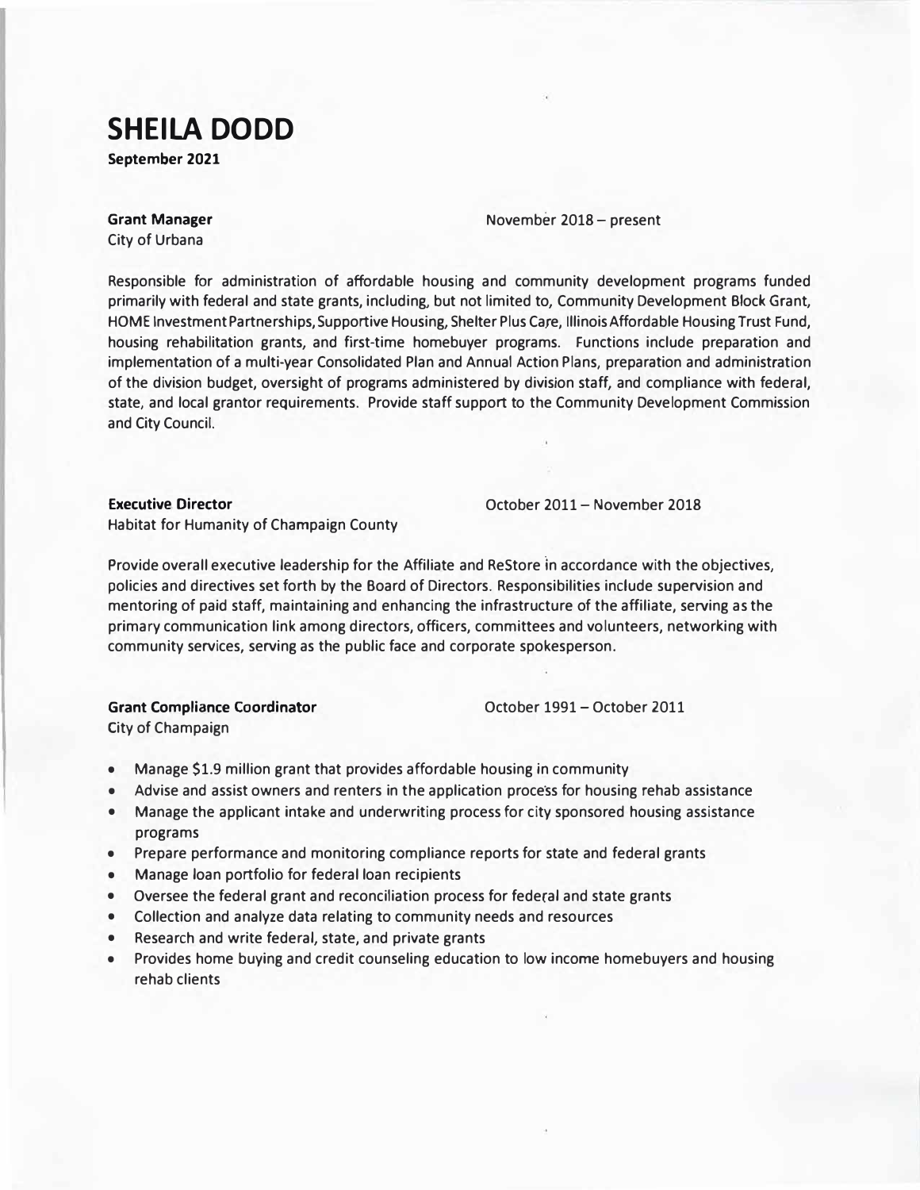# SHEILA DODD

**September 2021**

**Grant Manager** November 2018 – present
City of Urbana

Responsible for administration of affordable housing and community development programs funded primarily with federal and state grants, including, but not limited to, Community Development Block Grant, HOME Investment Partnerships, Supportive Housing, Shelter Plus Care, Illinois Affordable Housing Trust Fund, housing rehabilitation grants, and first-time homebuyer programs. Functions include preparation and implementation of a multi-year Consolidated Plan and Annual Action Plans, preparation and administration of the division budget, oversight of programs administered by division staff, and compliance with federal, state, and local grantor requirements. Provide staff support to the Community Development Commission and City Council.

**Executive Director** October 2011 – November 2018
Habitat for Humanity of Champaign County

Provide overall executive leadership for the Affiliate and ReStore in accordance with the objectives, policies and directives set forth by the Board of Directors. Responsibilities include supervision and mentoring of paid staff, maintaining and enhancing the infrastructure of the affiliate, serving as the primary communication link among directors, officers, committees and volunteers, networking with community services, serving as the public face and corporate spokesperson.

**Grant Compliance Coordinator** October 1991 – October 2011
City of Champaign

- Manage $1.9 million grant that provides affordable housing in community
- Advise and assist owners and renters in the application process for housing rehab assistance
- Manage the applicant intake and underwriting process for city sponsored housing assistance programs
- Prepare performance and monitoring compliance reports for state and federal grants
- Manage loan portfolio for federal loan recipients
- Oversee the federal grant and reconciliation process for federal and state grants
- Collection and analyze data relating to community needs and resources
- Research and write federal, state, and private grants
- Provides home buying and credit counseling education to low income homebuyers and housing rehab clients